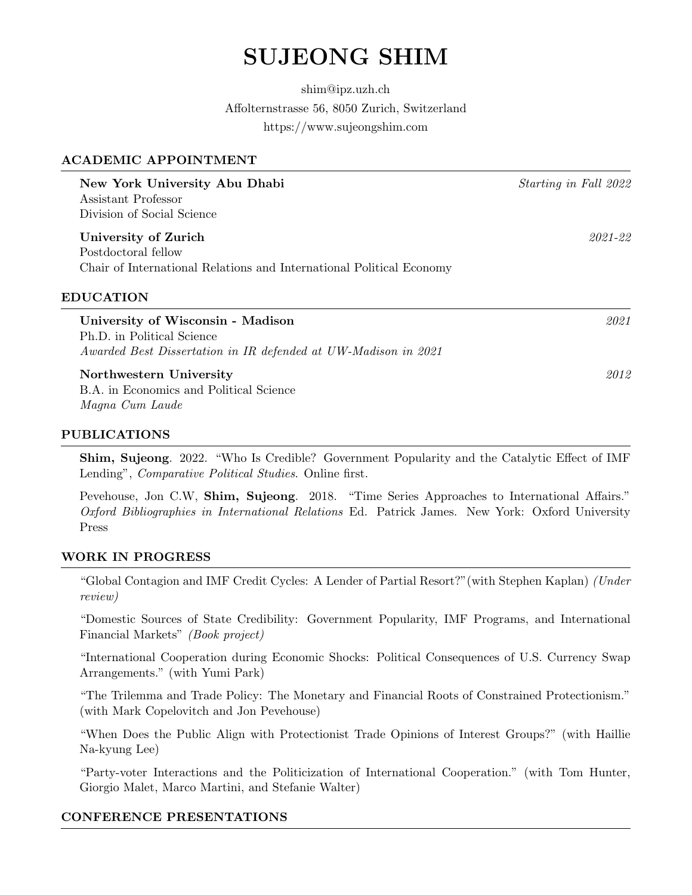# SUJEONG SHIM

shim@ipz.uzh.ch
Affolternstrasse 56, 8050 Zurich, Switzerland
https://www.sujeongshim.com

## ACADEMIC APPOINTMENT

**New York University Abu Dhabi** *Starting in Fall 2022*
Assistant Professor
Division of Social Science

**University of Zurich** *2021-22*
Postdoctoral fellow
Chair of International Relations and International Political Economy

## EDUCATION

**University of Wisconsin - Madison** *2021*
Ph.D. in Political Science
*Awarded Best Dissertation in IR defended at UW-Madison in 2021*

**Northwestern University** *2012*
B.A. in Economics and Political Science
*Magna Cum Laude*

## PUBLICATIONS

**Shim, Sujeong**. 2022. "Who Is Credible? Government Popularity and the Catalytic Effect of IMF Lending", *Comparative Political Studies*. Online first.

Pevehouse, Jon C.W, **Shim, Sujeong**. 2018. "Time Series Approaches to International Affairs." *Oxford Bibliographies in International Relations* Ed. Patrick James. New York: Oxford University Press

## WORK IN PROGRESS

"Global Contagion and IMF Credit Cycles: A Lender of Partial Resort?"(with Stephen Kaplan) *(Under review)*

"Domestic Sources of State Credibility: Government Popularity, IMF Programs, and International Financial Markets" *(Book project)*

"International Cooperation during Economic Shocks: Political Consequences of U.S. Currency Swap Arrangements." (with Yumi Park)

"The Trilemma and Trade Policy: The Monetary and Financial Roots of Constrained Protectionism." (with Mark Copelovitch and Jon Pevehouse)

"When Does the Public Align with Protectionist Trade Opinions of Interest Groups?" (with Haillie Na-kyung Lee)

"Party-voter Interactions and the Politicization of International Cooperation." (with Tom Hunter, Giorgio Malet, Marco Martini, and Stefanie Walter)

## CONFERENCE PRESENTATIONS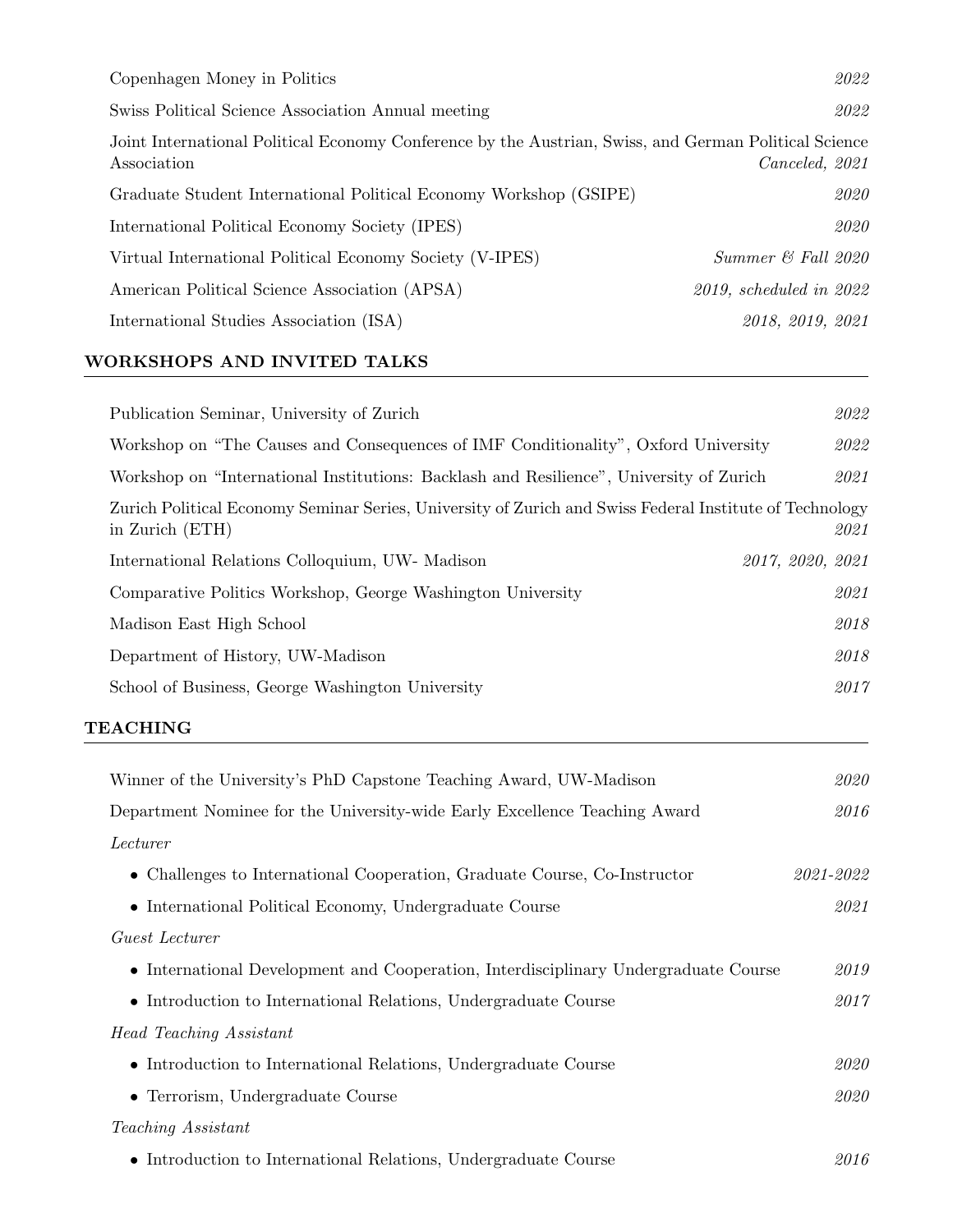Copenhagen Money in Politics *2022*

Swiss Political Science Association Annual meeting *2022*

Joint International Political Economy Conference by the Austrian, Swiss, and German Political Science Association *Canceled, 2021*

Graduate Student International Political Economy Workshop (GSIPE) *2020*

International Political Economy Society (IPES) *2020*

Virtual International Political Economy Society (V-IPES) *Summer & Fall 2020*

American Political Science Association (APSA) *2019, scheduled in 2022*

International Studies Association (ISA) *2018, 2019, 2021*

## WORKSHOPS AND INVITED TALKS

Publication Seminar, University of Zurich *2022*

Workshop on "The Causes and Consequences of IMF Conditionality", Oxford University *2022*

Workshop on "International Institutions: Backlash and Resilience", University of Zurich *2021*

Zurich Political Economy Seminar Series, University of Zurich and Swiss Federal Institute of Technology in Zurich (ETH) *2021*

International Relations Colloquium, UW- Madison *2017, 2020, 2021*

Comparative Politics Workshop, George Washington University *2021*

Madison East High School *2018*

Department of History, UW-Madison *2018*

School of Business, George Washington University *2017*

## TEACHING

Winner of the University's PhD Capstone Teaching Award, UW-Madison *2020*

Department Nominee for the University-wide Early Excellence Teaching Award *2016*

*Lecturer*

- Challenges to International Cooperation, Graduate Course, Co-Instructor *2021-2022*
- International Political Economy, Undergraduate Course *2021*

*Guest Lecturer*

- International Development and Cooperation, Interdisciplinary Undergraduate Course *2019*
- Introduction to International Relations, Undergraduate Course *2017*

*Head Teaching Assistant*

- Introduction to International Relations, Undergraduate Course *2020*
- Terrorism, Undergraduate Course *2020*

*Teaching Assistant*

- Introduction to International Relations, Undergraduate Course *2016*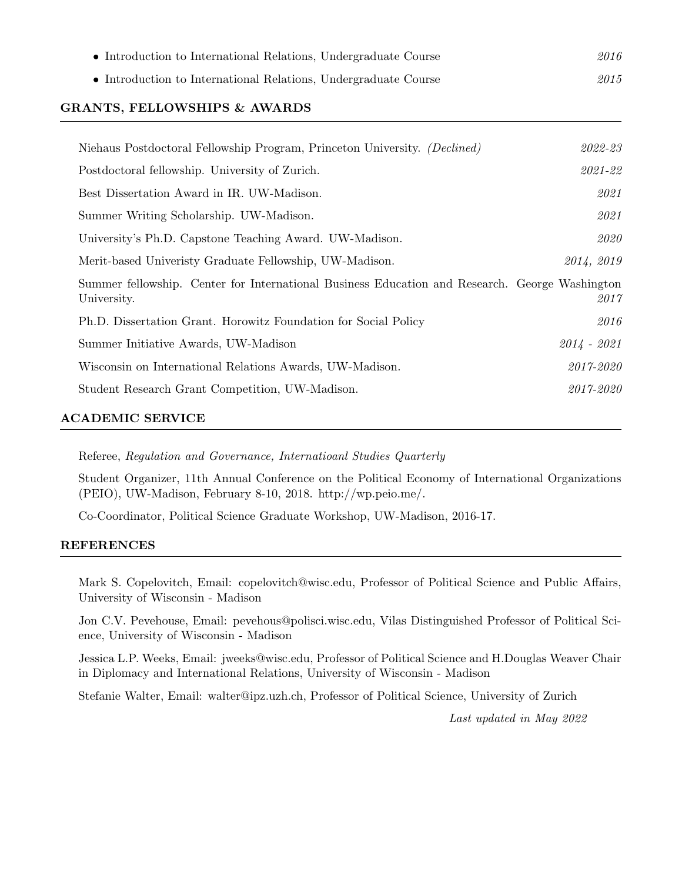- Introduction to International Relations, Undergraduate Course *2016*
- Introduction to International Relations, Undergraduate Course *2015*

## GRANTS, FELLOWSHIPS & AWARDS

Niehaus Postdoctoral Fellowship Program, Princeton University. *(Declined)* *2022-23*

Postdoctoral fellowship. University of Zurich. *2021-22*

Best Dissertation Award in IR. UW-Madison. *2021*

Summer Writing Scholarship. UW-Madison. *2021*

University's Ph.D. Capstone Teaching Award. UW-Madison. *2020*

Merit-based Univeristy Graduate Fellowship, UW-Madison. *2014, 2019*

Summer fellowship. Center for International Business Education and Research. George Washington University. *2017*

Ph.D. Dissertation Grant. Horowitz Foundation for Social Policy *2016*

Summer Initiative Awards, UW-Madison *2014 - 2021*

Wisconsin on International Relations Awards, UW-Madison. *2017-2020*

Student Research Grant Competition, UW-Madison. *2017-2020*

## ACADEMIC SERVICE

Referee, *Regulation and Governance, Internatioanl Studies Quarterly*

Student Organizer, 11th Annual Conference on the Political Economy of International Organizations (PEIO), UW-Madison, February 8-10, 2018. http://wp.peio.me/.

Co-Coordinator, Political Science Graduate Workshop, UW-Madison, 2016-17.

## REFERENCES

Mark S. Copelovitch, Email: copelovitch@wisc.edu, Professor of Political Science and Public Affairs, University of Wisconsin - Madison

Jon C.V. Pevehouse, Email: pevehous@polisci.wisc.edu, Vilas Distinguished Professor of Political Science, University of Wisconsin - Madison

Jessica L.P. Weeks, Email: jweeks@wisc.edu, Professor of Political Science and H.Douglas Weaver Chair in Diplomacy and International Relations, University of Wisconsin - Madison

Stefanie Walter, Email: walter@ipz.uzh.ch, Professor of Political Science, University of Zurich

*Last updated in May 2022*